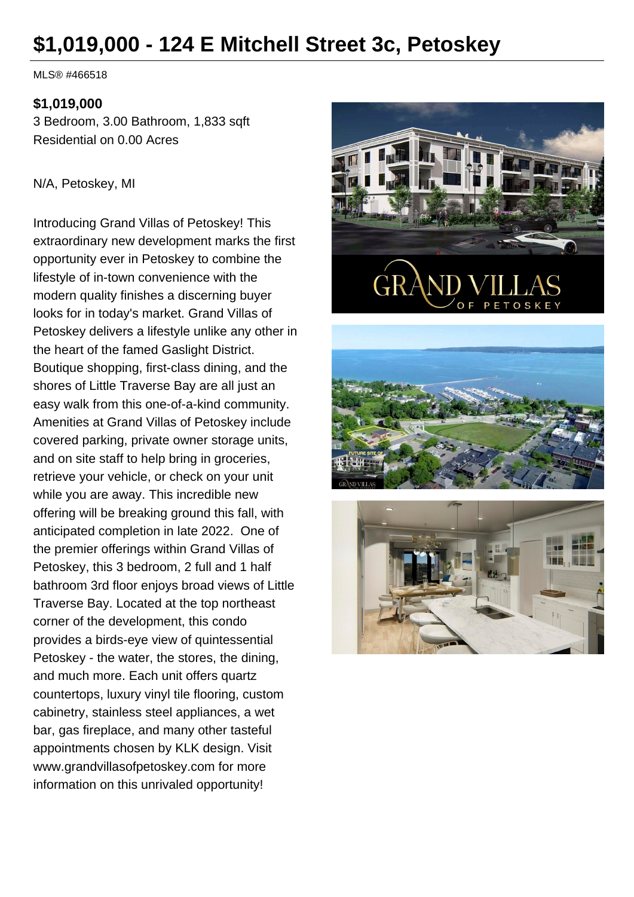# $1,019,000 - 124 E Mitchell Street 3c, Petoskey

MLS® #466518

**$1,019,000**

3 Bedroom, 3.00 Bathroom, 1,833 sqft

Residential on 0.00 Acres

N/A, Petoskey, MI

Introducing Grand Villas of Petoskey! This extraordinary new development marks the first opportunity ever in Petoskey to combine the lifestyle of in-town convenience with the modern quality finishes a discerning buyer looks for in today's market. Grand Villas of Petoskey delivers a lifestyle unlike any other in the heart of the famed Gaslight District. Boutique shopping, first-class dining, and the shores of Little Traverse Bay are all just an easy walk from this one-of-a-kind community. Amenities at Grand Villas of Petoskey include covered parking, private owner storage units, and on site staff to help bring in groceries, retrieve your vehicle, or check on your unit while you are away. This incredible new offering will be breaking ground this fall, with anticipated completion in late 2022. One of the premier offerings within Grand Villas of Petoskey, this 3 bedroom, 2 full and 1 half bathroom 3rd floor enjoys broad views of Little Traverse Bay. Located at the top northeast corner of the development, this condo provides a birds-eye view of quintessential Petoskey - the water, the stores, the dining, and much more. Each unit offers quartz countertops, luxury vinyl tile flooring, custom cabinetry, stainless steel appliances, a wet bar, gas fireplace, and many other tasteful appointments chosen by KLK design. Visit www.grandvillasofpetoskey.com for more information on this unrivaled opportunity!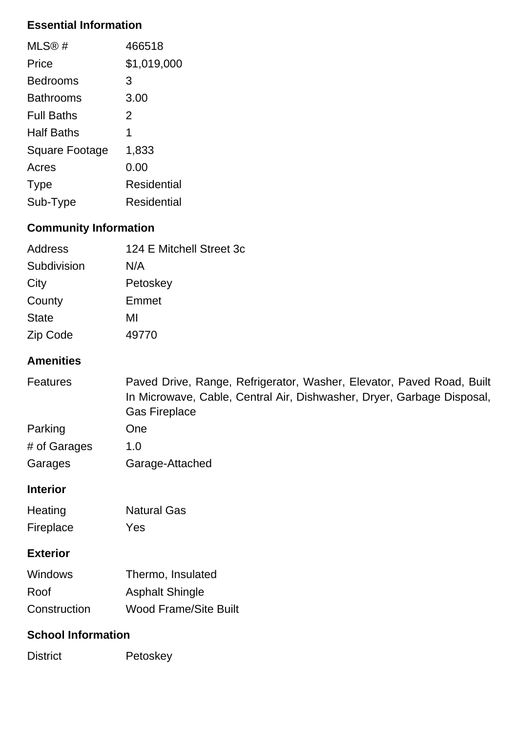## Essential Information

| | |
|---|---|
| MLS® # | 466518 |
| Price | $1,019,000 |
| Bedrooms | 3 |
| Bathrooms | 3.00 |
| Full Baths | 2 |
| Half Baths | 1 |
| Square Footage | 1,833 |
| Acres | 0.00 |
| Type | Residential |
| Sub-Type | Residential |

## Community Information

| | |
|---|---|
| Address | 124 E Mitchell Street 3c |
| Subdivision | N/A |
| City | Petoskey |
| County | Emmet |
| State | MI |
| Zip Code | 49770 |

## Amenities

| | |
|---|---|
| Features | Paved Drive, Range, Refrigerator, Washer, Elevator, Paved Road, Built In Microwave, Cable, Central Air, Dishwasher, Dryer, Garbage Disposal, Gas Fireplace |
| Parking | One |
| # of Garages | 1.0 |
| Garages | Garage-Attached |

## Interior

| | |
|---|---|
| Heating | Natural Gas |
| Fireplace | Yes |

## Exterior

| | |
|---|---|
| Windows | Thermo, Insulated |
| Roof | Asphalt Shingle |
| Construction | Wood Frame/Site Built |

## School Information

| | |
|---|---|
| District | Petoskey |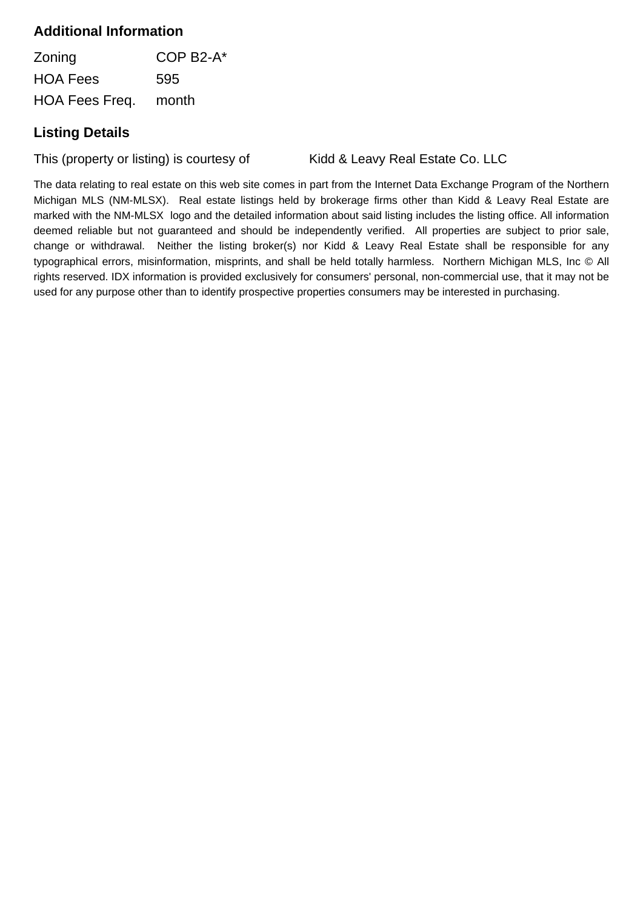## Additional Information

| | |
|---|---|
| Zoning | COP B2-A* |
| HOA Fees | 595 |
| HOA Fees Freq. | month |

## Listing Details

| | |
|---|---|
| This (property or listing) is courtesy of | Kidd & Leavy Real Estate Co. LLC |

The data relating to real estate on this web site comes in part from the Internet Data Exchange Program of the Northern Michigan MLS (NM-MLSX). Real estate listings held by brokerage firms other than Kidd & Leavy Real Estate are marked with the NM-MLSX logo and the detailed information about said listing includes the listing office. All information deemed reliable but not guaranteed and should be independently verified. All properties are subject to prior sale, change or withdrawal. Neither the listing broker(s) nor Kidd & Leavy Real Estate shall be responsible for any typographical errors, misinformation, misprints, and shall be held totally harmless. Northern Michigan MLS, Inc © All rights reserved. IDX information is provided exclusively for consumers' personal, non-commercial use, that it may not be used for any purpose other than to identify prospective properties consumers may be interested in purchasing.